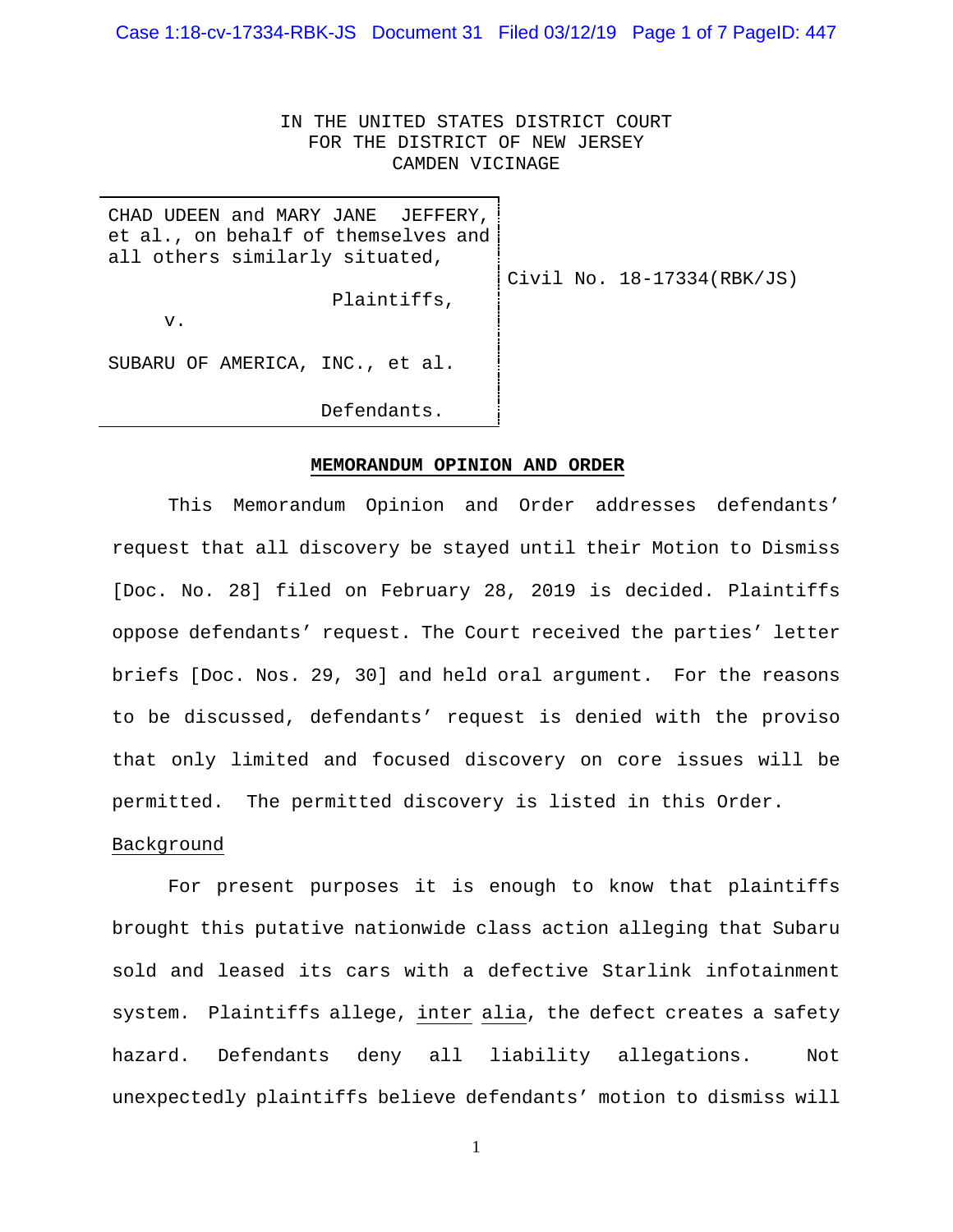IN THE UNITED STATES DISTRICT COURT
FOR THE DISTRICT OF NEW JERSEY
CAMDEN VICINAGE

| | |
|---|---|
| CHAD UDEEN and MARY JANE JEFFERY, et al., on behalf of themselves and all others similarly situated,<br><br>Plaintiffs,<br><br>v.<br><br>SUBARU OF AMERICA, INC., et al.<br><br>Defendants. | Civil No. 18-17334(RBK/JS) |

**MEMORANDUM OPINION AND ORDER**

This Memorandum Opinion and Order addresses defendants' request that all discovery be stayed until their Motion to Dismiss [Doc. No. 28] filed on February 28, 2019 is decided. Plaintiffs oppose defendants' request. The Court received the parties' letter briefs [Doc. Nos. 29, 30] and held oral argument. For the reasons to be discussed, defendants' request is denied with the proviso that only limited and focused discovery on core issues will be permitted. The permitted discovery is listed in this Order.

Background

For present purposes it is enough to know that plaintiffs brought this putative nationwide class action alleging that Subaru sold and leased its cars with a defective Starlink infotainment system. Plaintiffs allege, inter alia, the defect creates a safety hazard. Defendants deny all liability allegations. Not unexpectedly plaintiffs believe defendants' motion to dismiss will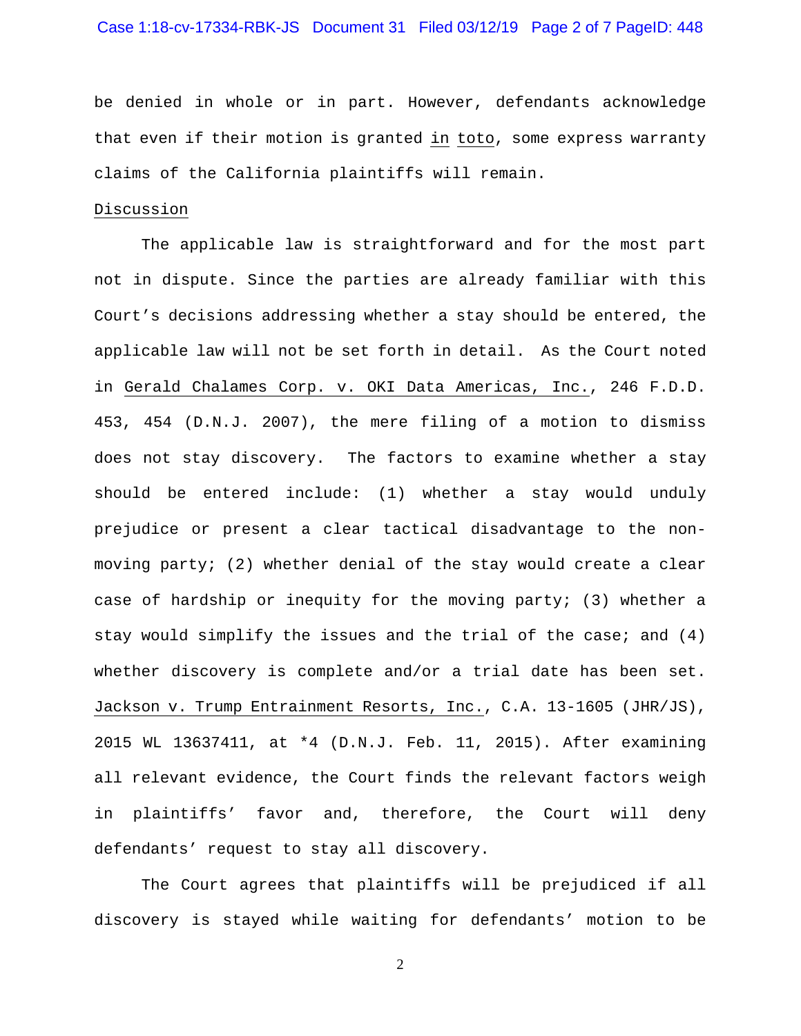be denied in whole or in part. However, defendants acknowledge that even if their motion is granted in toto, some express warranty claims of the California plaintiffs will remain.

Discussion

The applicable law is straightforward and for the most part not in dispute. Since the parties are already familiar with this Court's decisions addressing whether a stay should be entered, the applicable law will not be set forth in detail. As the Court noted in Gerald Chalames Corp. v. OKI Data Americas, Inc., 246 F.D.D. 453, 454 (D.N.J. 2007), the mere filing of a motion to dismiss does not stay discovery. The factors to examine whether a stay should be entered include: (1) whether a stay would unduly prejudice or present a clear tactical disadvantage to the non-moving party; (2) whether denial of the stay would create a clear case of hardship or inequity for the moving party; (3) whether a stay would simplify the issues and the trial of the case; and (4) whether discovery is complete and/or a trial date has been set. Jackson v. Trump Entrainment Resorts, Inc., C.A. 13-1605 (JHR/JS), 2015 WL 13637411, at *4 (D.N.J. Feb. 11, 2015). After examining all relevant evidence, the Court finds the relevant factors weigh in plaintiffs' favor and, therefore, the Court will deny defendants' request to stay all discovery.

The Court agrees that plaintiffs will be prejudiced if all discovery is stayed while waiting for defendants' motion to be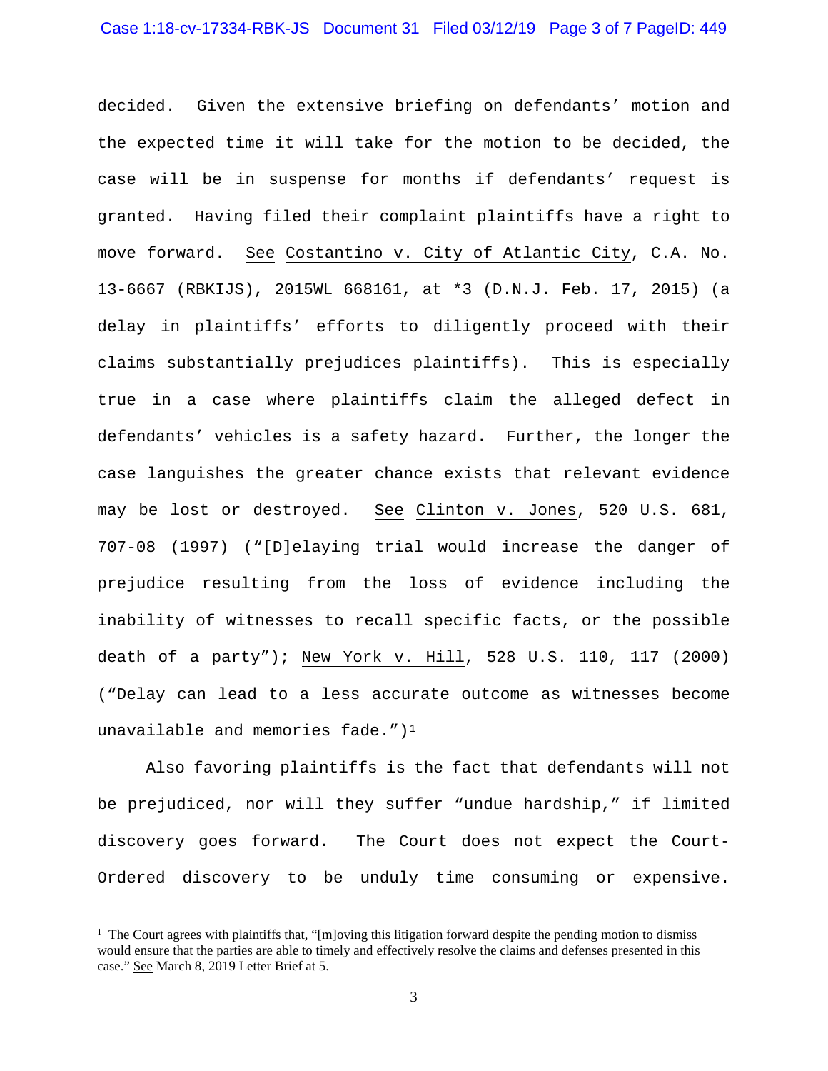decided. Given the extensive briefing on defendants' motion and the expected time it will take for the motion to be decided, the case will be in suspense for months if defendants' request is granted. Having filed their complaint plaintiffs have a right to move forward. See Costantino v. City of Atlantic City, C.A. No. 13-6667 (RBKIJS), 2015WL 668161, at *3 (D.N.J. Feb. 17, 2015) (a delay in plaintiffs' efforts to diligently proceed with their claims substantially prejudices plaintiffs). This is especially true in a case where plaintiffs claim the alleged defect in defendants' vehicles is a safety hazard. Further, the longer the case languishes the greater chance exists that relevant evidence may be lost or destroyed. See Clinton v. Jones, 520 U.S. 681, 707-08 (1997) ("[D]elaying trial would increase the danger of prejudice resulting from the loss of evidence including the inability of witnesses to recall specific facts, or the possible death of a party"); New York v. Hill, 528 U.S. 110, 117 (2000) ("Delay can lead to a less accurate outcome as witnesses become unavailable and memories fade.")[1]

Also favoring plaintiffs is the fact that defendants will not be prejudiced, nor will they suffer "undue hardship," if limited discovery goes forward. The Court does not expect the Court-Ordered discovery to be unduly time consuming or expensive.

[1] The Court agrees with plaintiffs that, "[m]oving this litigation forward despite the pending motion to dismiss would ensure that the parties are able to timely and effectively resolve the claims and defenses presented in this case." See March 8, 2019 Letter Brief at 5.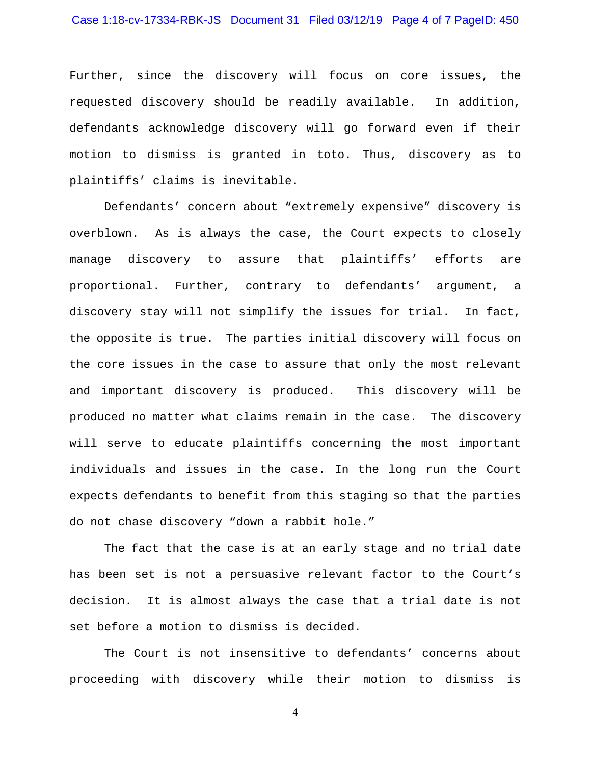Further, since the discovery will focus on core issues, the requested discovery should be readily available. In addition, defendants acknowledge discovery will go forward even if their motion to dismiss is granted in toto. Thus, discovery as to plaintiffs' claims is inevitable.

Defendants' concern about "extremely expensive" discovery is overblown. As is always the case, the Court expects to closely manage discovery to assure that plaintiffs' efforts are proportional. Further, contrary to defendants' argument, a discovery stay will not simplify the issues for trial. In fact, the opposite is true. The parties initial discovery will focus on the core issues in the case to assure that only the most relevant and important discovery is produced. This discovery will be produced no matter what claims remain in the case. The discovery will serve to educate plaintiffs concerning the most important individuals and issues in the case. In the long run the Court expects defendants to benefit from this staging so that the parties do not chase discovery "down a rabbit hole."

The fact that the case is at an early stage and no trial date has been set is not a persuasive relevant factor to the Court's decision. It is almost always the case that a trial date is not set before a motion to dismiss is decided.

The Court is not insensitive to defendants' concerns about proceeding with discovery while their motion to dismiss is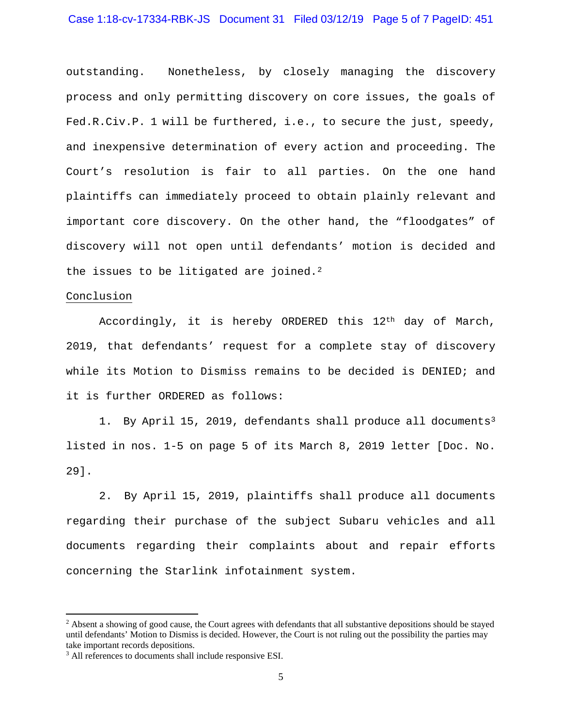outstanding. Nonetheless, by closely managing the discovery process and only permitting discovery on core issues, the goals of Fed.R.Civ.P. 1 will be furthered, i.e., to secure the just, speedy, and inexpensive determination of every action and proceeding. The Court's resolution is fair to all parties. On the one hand plaintiffs can immediately proceed to obtain plainly relevant and important core discovery. On the other hand, the "floodgates" of discovery will not open until defendants' motion is decided and the issues to be litigated are joined.[2]

<u>Conclusion</u>

Accordingly, it is hereby ORDERED this 12th day of March, 2019, that defendants' request for a complete stay of discovery while its Motion to Dismiss remains to be decided is DENIED; and it is further ORDERED as follows:

1. By April 15, 2019, defendants shall produce all documents[3] listed in nos. 1-5 on page 5 of its March 8, 2019 letter [Doc. No. 29].

2. By April 15, 2019, plaintiffs shall produce all documents regarding their purchase of the subject Subaru vehicles and all documents regarding their complaints about and repair efforts concerning the Starlink infotainment system.

---

[2] Absent a showing of good cause, the Court agrees with defendants that all substantive depositions should be stayed until defendants' Motion to Dismiss is decided. However, the Court is not ruling out the possibility the parties may take important records depositions.

[3] All references to documents shall include responsive ESI.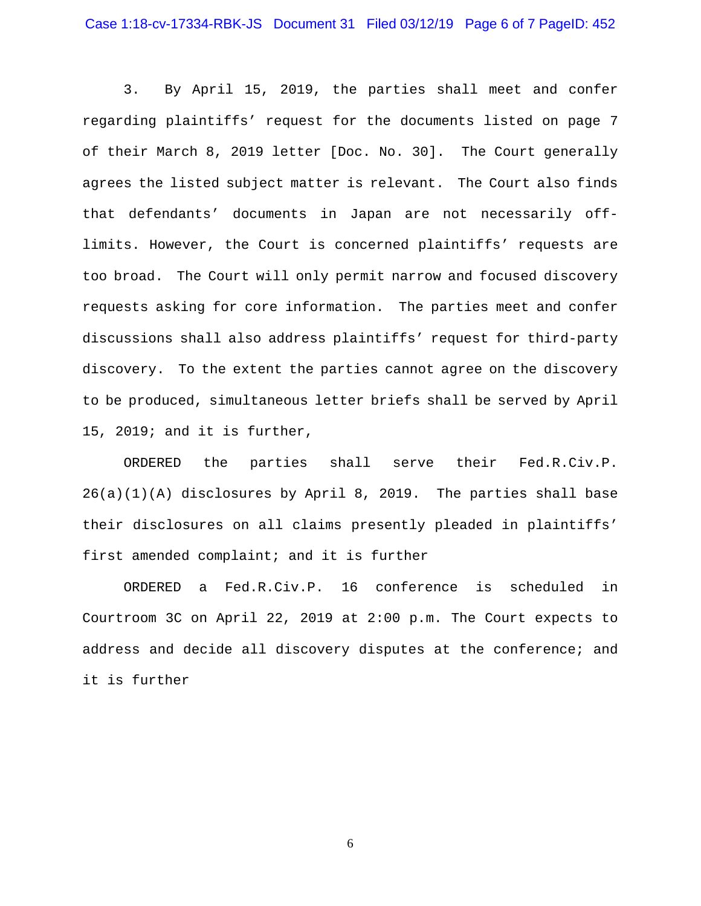3. By April 15, 2019, the parties shall meet and confer regarding plaintiffs' request for the documents listed on page 7 of their March 8, 2019 letter [Doc. No. 30]. The Court generally agrees the listed subject matter is relevant. The Court also finds that defendants' documents in Japan are not necessarily off-limits. However, the Court is concerned plaintiffs' requests are too broad. The Court will only permit narrow and focused discovery requests asking for core information. The parties meet and confer discussions shall also address plaintiffs' request for third-party discovery. To the extent the parties cannot agree on the discovery to be produced, simultaneous letter briefs shall be served by April 15, 2019; and it is further,

ORDERED the parties shall serve their Fed.R.Civ.P. 26(a)(1)(A) disclosures by April 8, 2019. The parties shall base their disclosures on all claims presently pleaded in plaintiffs' first amended complaint; and it is further

ORDERED a Fed.R.Civ.P. 16 conference is scheduled in Courtroom 3C on April 22, 2019 at 2:00 p.m. The Court expects to address and decide all discovery disputes at the conference; and it is further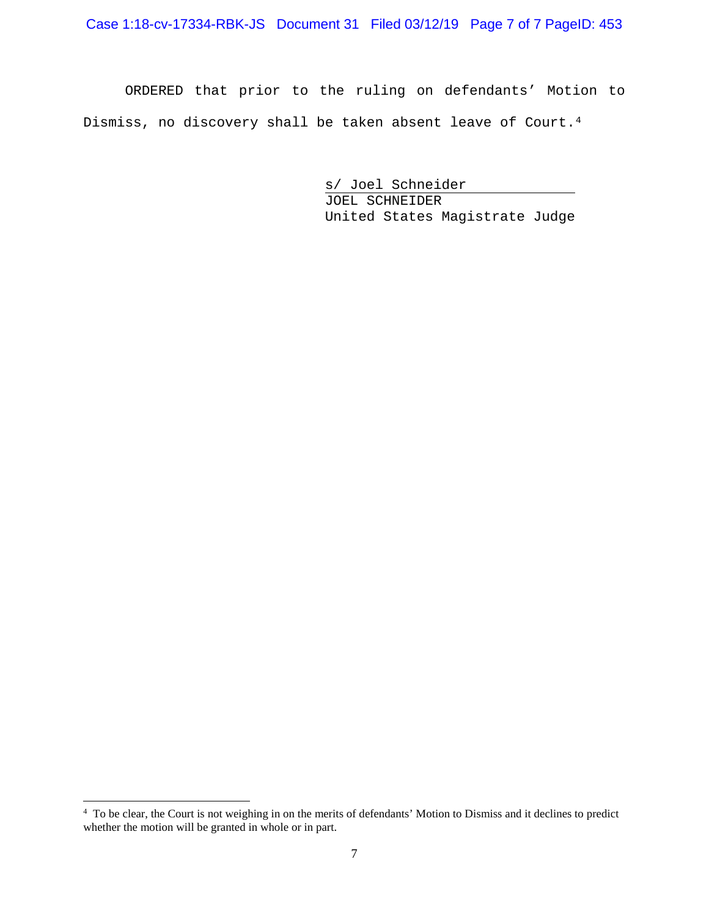ORDERED that prior to the ruling on defendants' Motion to Dismiss, no discovery shall be taken absent leave of Court.[4]

s/ Joel Schneider
JOEL SCHNEIDER
United States Magistrate Judge

[4] To be clear, the Court is not weighing in on the merits of defendants' Motion to Dismiss and it declines to predict whether the motion will be granted in whole or in part.